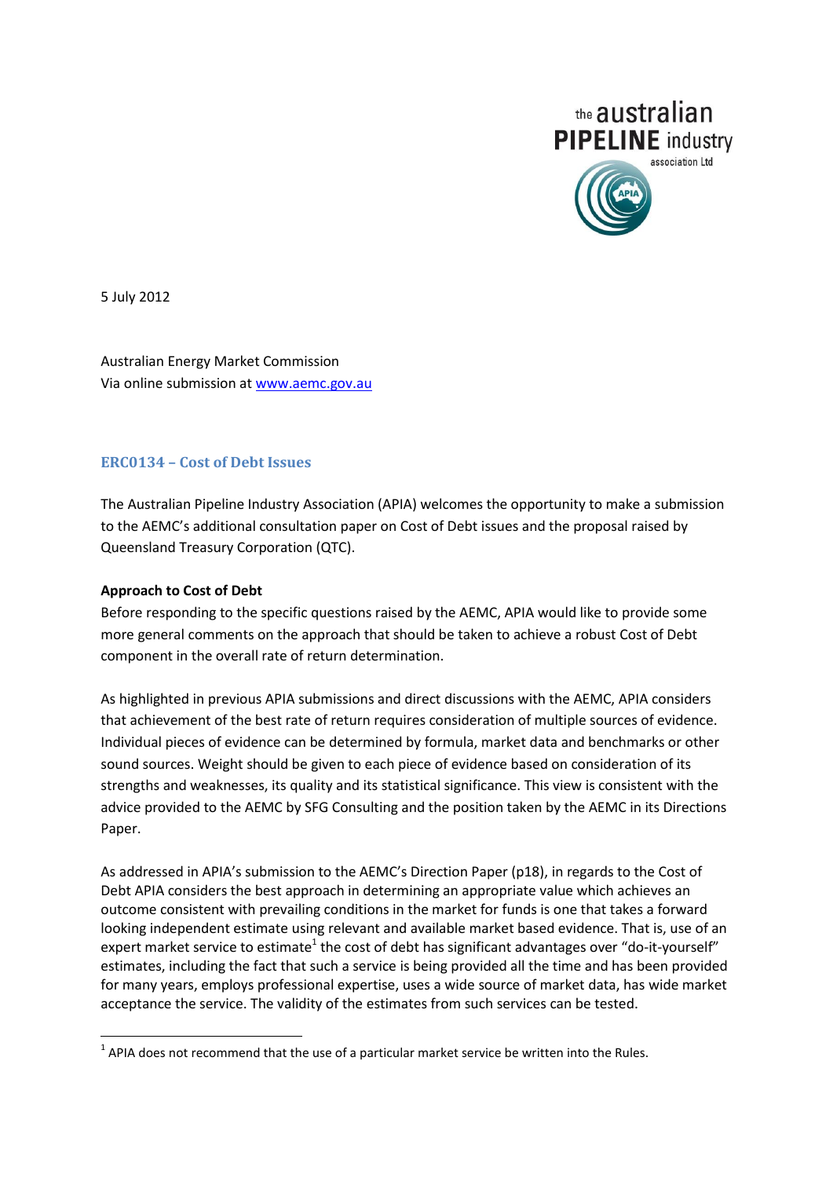5 July 2012

Australian Energy Market Commission
Via online submission at www.aemc.gov.au

## ERC0134 – Cost of Debt Issues

The Australian Pipeline Industry Association (APIA) welcomes the opportunity to make a submission to the AEMC's additional consultation paper on Cost of Debt issues and the proposal raised by Queensland Treasury Corporation (QTC).

**Approach to Cost of Debt**

Before responding to the specific questions raised by the AEMC, APIA would like to provide some more general comments on the approach that should be taken to achieve a robust Cost of Debt component in the overall rate of return determination.

As highlighted in previous APIA submissions and direct discussions with the AEMC, APIA considers that achievement of the best rate of return requires consideration of multiple sources of evidence. Individual pieces of evidence can be determined by formula, market data and benchmarks or other sound sources. Weight should be given to each piece of evidence based on consideration of its strengths and weaknesses, its quality and its statistical significance. This view is consistent with the advice provided to the AEMC by SFG Consulting and the position taken by the AEMC in its Directions Paper.

As addressed in APIA's submission to the AEMC's Direction Paper (p18), in regards to the Cost of Debt APIA considers the best approach in determining an appropriate value which achieves an outcome consistent with prevailing conditions in the market for funds is one that takes a forward looking independent estimate using relevant and available market based evidence. That is, use of an expert market service to estimate[1] the cost of debt has significant advantages over "do-it-yourself" estimates, including the fact that such a service is being provided all the time and has been provided for many years, employs professional expertise, uses a wide source of market data, has wide market acceptance the service. The validity of the estimates from such services can be tested.

[1] APIA does not recommend that the use of a particular market service be written into the Rules.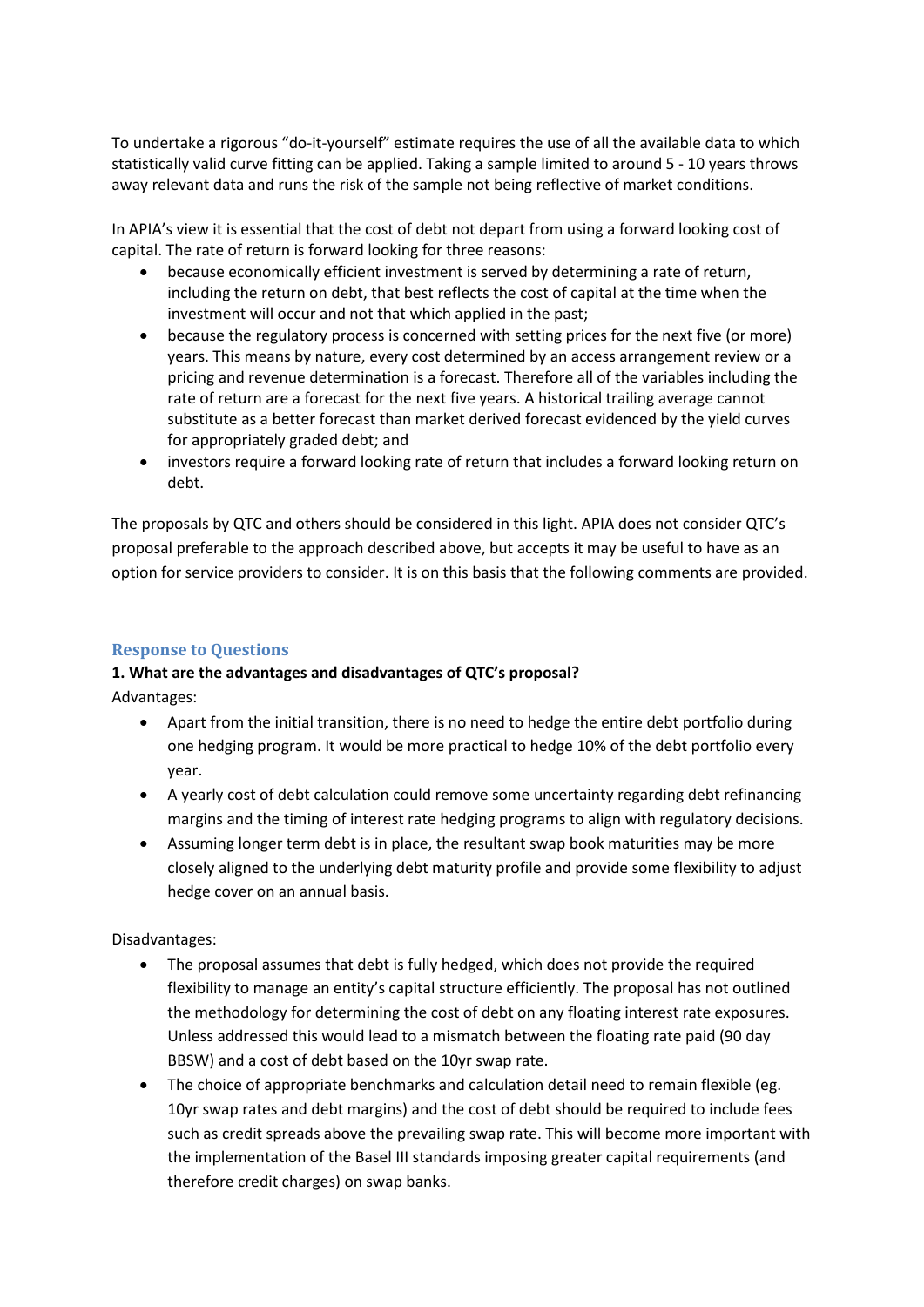To undertake a rigorous "do-it-yourself" estimate requires the use of all the available data to which statistically valid curve fitting can be applied. Taking a sample limited to around 5 - 10 years throws away relevant data and runs the risk of the sample not being reflective of market conditions.

In APIA's view it is essential that the cost of debt not depart from using a forward looking cost of capital. The rate of return is forward looking for three reasons:

- because economically efficient investment is served by determining a rate of return, including the return on debt, that best reflects the cost of capital at the time when the investment will occur and not that which applied in the past;
- because the regulatory process is concerned with setting prices for the next five (or more) years. This means by nature, every cost determined by an access arrangement review or a pricing and revenue determination is a forecast. Therefore all of the variables including the rate of return are a forecast for the next five years. A historical trailing average cannot substitute as a better forecast than market derived forecast evidenced by the yield curves for appropriately graded debt; and
- investors require a forward looking rate of return that includes a forward looking return on debt.

The proposals by QTC and others should be considered in this light. APIA does not consider QTC's proposal preferable to the approach described above, but accepts it may be useful to have as an option for service providers to consider. It is on this basis that the following comments are provided.

## Response to Questions

**1. What are the advantages and disadvantages of QTC's proposal?**

Advantages:

- Apart from the initial transition, there is no need to hedge the entire debt portfolio during one hedging program. It would be more practical to hedge 10% of the debt portfolio every year.
- A yearly cost of debt calculation could remove some uncertainty regarding debt refinancing margins and the timing of interest rate hedging programs to align with regulatory decisions.
- Assuming longer term debt is in place, the resultant swap book maturities may be more closely aligned to the underlying debt maturity profile and provide some flexibility to adjust hedge cover on an annual basis.

Disadvantages:

- The proposal assumes that debt is fully hedged, which does not provide the required flexibility to manage an entity's capital structure efficiently. The proposal has not outlined the methodology for determining the cost of debt on any floating interest rate exposures. Unless addressed this would lead to a mismatch between the floating rate paid (90 day BBSW) and a cost of debt based on the 10yr swap rate.
- The choice of appropriate benchmarks and calculation detail need to remain flexible (eg. 10yr swap rates and debt margins) and the cost of debt should be required to include fees such as credit spreads above the prevailing swap rate. This will become more important with the implementation of the Basel III standards imposing greater capital requirements (and therefore credit charges) on swap banks.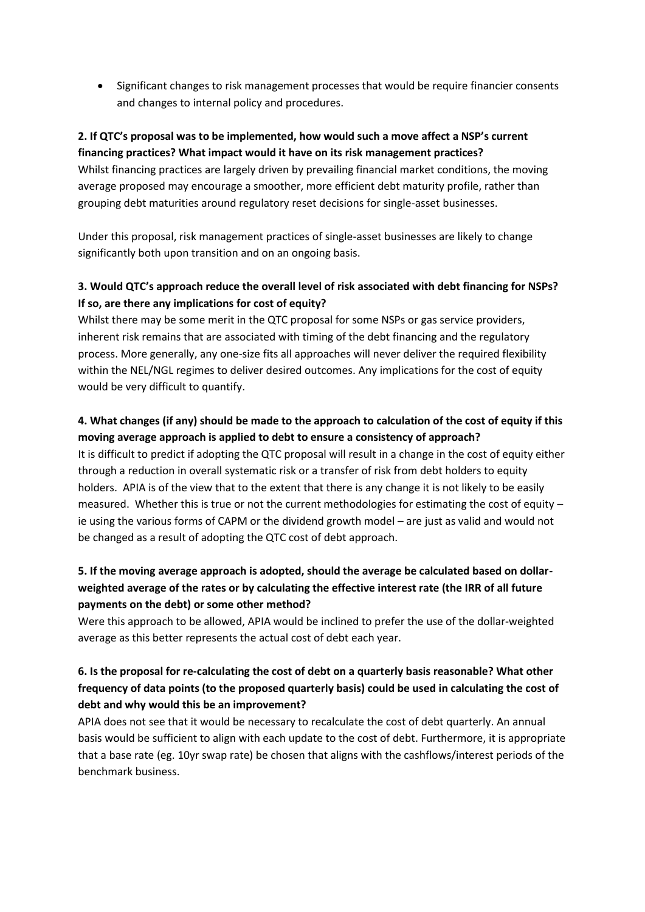- Significant changes to risk management processes that would be require financier consents and changes to internal policy and procedures.

**2. If QTC's proposal was to be implemented, how would such a move affect a NSP's current financing practices? What impact would it have on its risk management practices?**

Whilst financing practices are largely driven by prevailing financial market conditions, the moving average proposed may encourage a smoother, more efficient debt maturity profile, rather than grouping debt maturities around regulatory reset decisions for single-asset businesses.

Under this proposal, risk management practices of single-asset businesses are likely to change significantly both upon transition and on an ongoing basis.

**3. Would QTC's approach reduce the overall level of risk associated with debt financing for NSPs? If so, are there any implications for cost of equity?**

Whilst there may be some merit in the QTC proposal for some NSPs or gas service providers, inherent risk remains that are associated with timing of the debt financing and the regulatory process. More generally, any one-size fits all approaches will never deliver the required flexibility within the NEL/NGL regimes to deliver desired outcomes. Any implications for the cost of equity would be very difficult to quantify.

**4. What changes (if any) should be made to the approach to calculation of the cost of equity if this moving average approach is applied to debt to ensure a consistency of approach?**

It is difficult to predict if adopting the QTC proposal will result in a change in the cost of equity either through a reduction in overall systematic risk or a transfer of risk from debt holders to equity holders. APIA is of the view that to the extent that there is any change it is not likely to be easily measured. Whether this is true or not the current methodologies for estimating the cost of equity – ie using the various forms of CAPM or the dividend growth model – are just as valid and would not be changed as a result of adopting the QTC cost of debt approach.

**5. If the moving average approach is adopted, should the average be calculated based on dollar-weighted average of the rates or by calculating the effective interest rate (the IRR of all future payments on the debt) or some other method?**

Were this approach to be allowed, APIA would be inclined to prefer the use of the dollar-weighted average as this better represents the actual cost of debt each year.

**6. Is the proposal for re-calculating the cost of debt on a quarterly basis reasonable? What other frequency of data points (to the proposed quarterly basis) could be used in calculating the cost of debt and why would this be an improvement?**

APIA does not see that it would be necessary to recalculate the cost of debt quarterly. An annual basis would be sufficient to align with each update to the cost of debt. Furthermore, it is appropriate that a base rate (eg. 10yr swap rate) be chosen that aligns with the cashflows/interest periods of the benchmark business.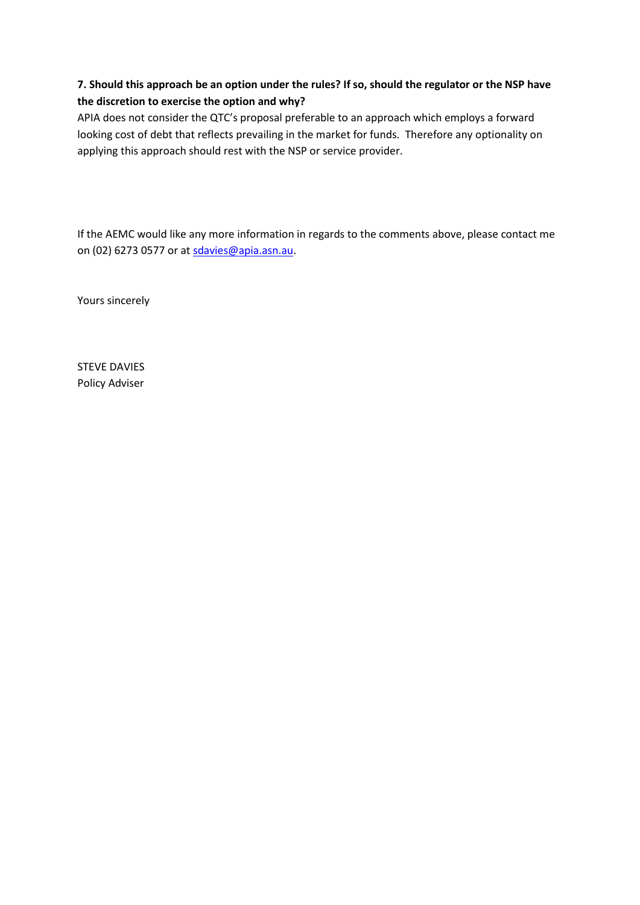**7. Should this approach be an option under the rules? If so, should the regulator or the NSP have the discretion to exercise the option and why?**

APIA does not consider the QTC's proposal preferable to an approach which employs a forward looking cost of debt that reflects prevailing in the market for funds. Therefore any optionality on applying this approach should rest with the NSP or service provider.

If the AEMC would like any more information in regards to the comments above, please contact me on (02) 6273 0577 or at sdavies@apia.asn.au.

Yours sincerely

STEVE DAVIES
Policy Adviser